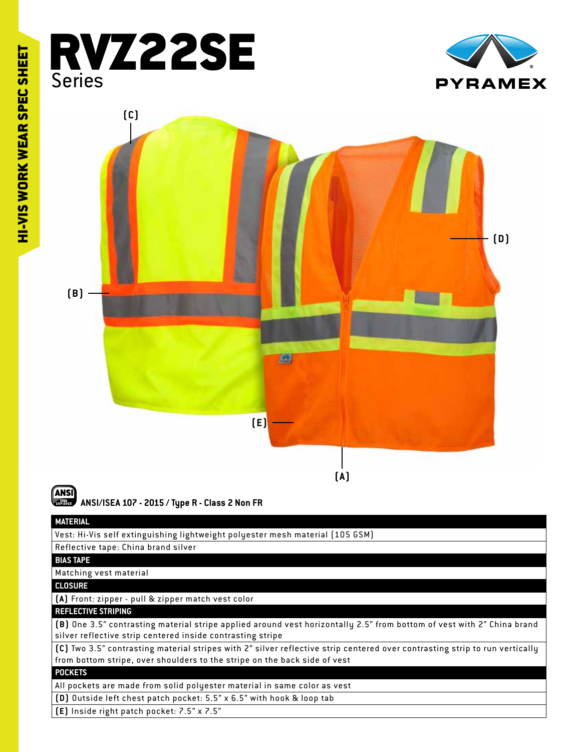HI-VIS WORK WEAR SPEC SHEET

# RVZ22SE
Series

PYRAMEX

(C)

(D)

(B)

(E)

(A)

**ANSI/ISEA 107 - 2015 / Type R - Class 2 Non FR**

| MATERIAL |
| --- |
| Vest: Hi-Vis self extinguishing lightweight polyester mesh material (105 GSM) |
| Reflective tape: China brand silver |
| **BIAS TAPE** |
| Matching vest material |
| **CLOSURE** |
| **(A)** Front: zipper - pull & zipper match vest color |
| **REFLECTIVE STRIPING** |
| **(B)** One 3.5" contrasting material stripe applied around vest horizontally 2.5" from bottom of vest with 2" China brand silver reflective strip centered inside contrasting stripe |
| **(C)** Two 3.5" contrasting material stripes with 2" silver reflective strip centered over contrasting strip to run vertically from bottom stripe, over shoulders to the stripe on the back side of vest |
| **POCKETS** |
| All pockets are made from solid polyester material in same color as vest |
| **(D)** Outside left chest patch pocket: 5.5" x 6.5" with hook & loop tab |
| **(E)** Inside right patch pocket: 7.5" x 7.5" |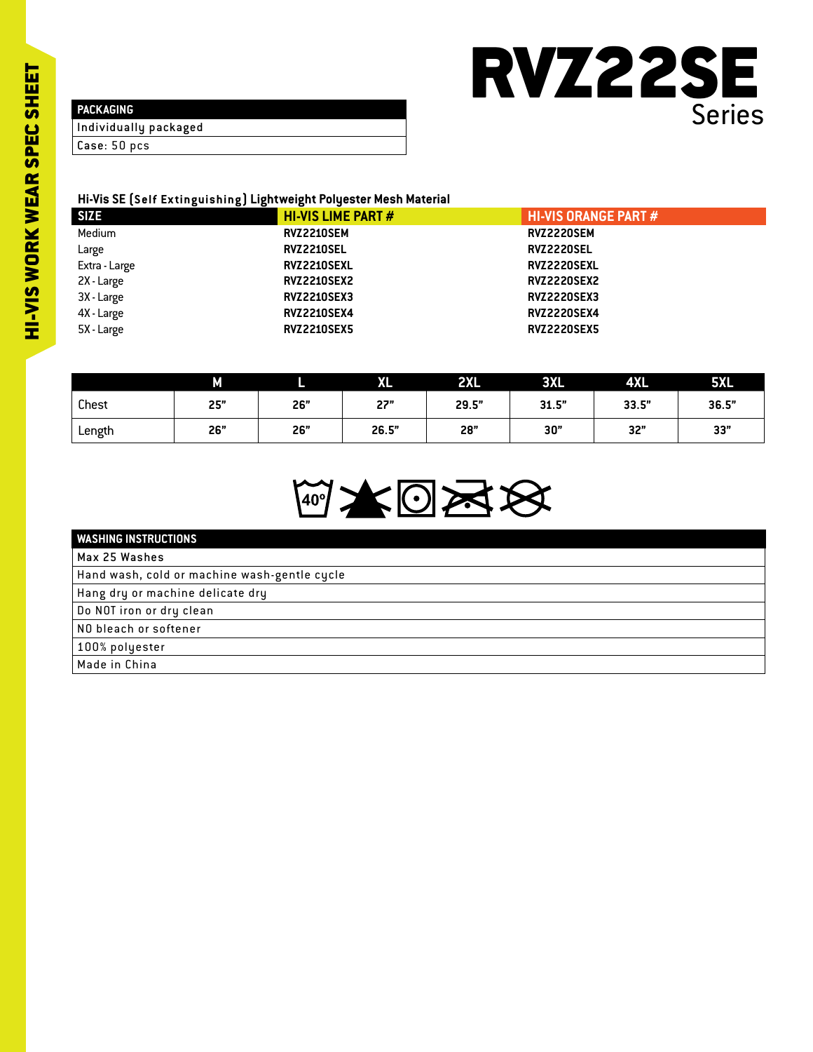# RVZ22SE Series

HI-VIS WORK WEAR SPEC SHEET

| PACKAGING |
|---|
| Individually packaged |
| Case: 50 pcs |

**Hi-Vis SE (Self Extinguishing) Lightweight Polyester Mesh Material**

| SIZE | HI-VIS LIME PART # | HI-VIS ORANGE PART # |
|---|---|---|
| Medium | RVZ2210SEM | RVZ2220SEM |
| Large | RVZ2210SEL | RVZ2220SEL |
| Extra - Large | RVZ2210SEXL | RVZ2220SEXL |
| 2X - Large | RVZ2210SEX2 | RVZ2220SEX2 |
| 3X - Large | RVZ2210SEX3 | RVZ2220SEX3 |
| 4X - Large | RVZ2210SEX4 | RVZ2220SEX4 |
| 5X - Large | RVZ2210SEX5 | RVZ2220SEX5 |

| | M | L | XL | 2XL | 3XL | 4XL | 5XL |
|---|---|---|---|---|---|---|---|
| Chest | 25" | 26" | 27" | 29.5" | 31.5" | 33.5" | 36.5" |
| Length | 26" | 26" | 26.5" | 28" | 30" | 32" | 33" |

40º

| WASHING INSTRUCTIONS |
|---|
| Max 25 Washes |
| Hand wash, cold or machine wash-gentle cycle |
| Hang dry or machine delicate dry |
| Do NOT iron or dry clean |
| NO bleach or softener |
| 100% polyester |
| Made in China |